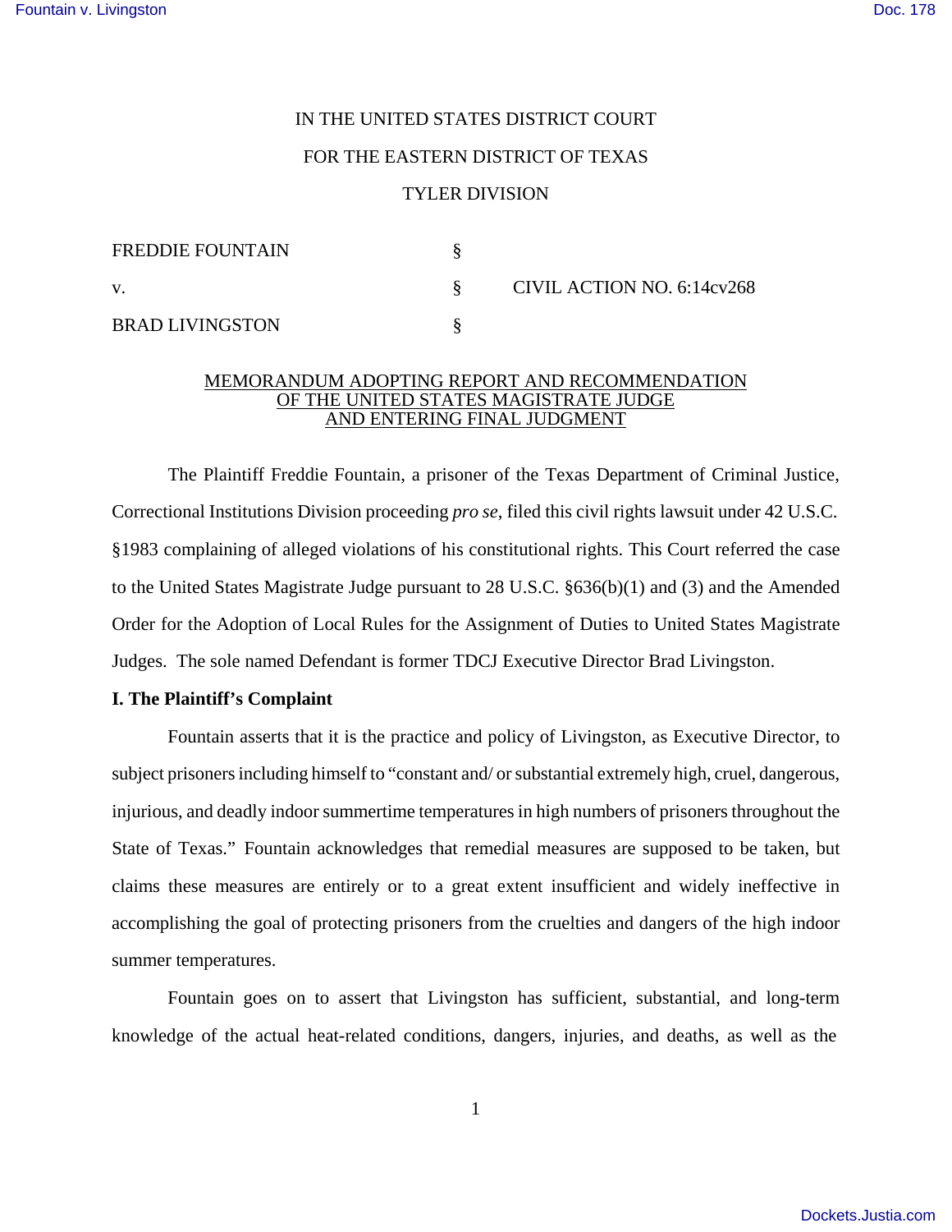IN THE UNITED STATES DISTRICT COURT

FOR THE EASTERN DISTRICT OF TEXAS

TYLER DIVISION

| | | |
|---|---|---|
| FREDDIE FOUNTAIN | § | |
| v. | § | CIVIL ACTION NO. 6:14cv268 |
| BRAD LIVINGSTON | § | |

MEMORANDUM ADOPTING REPORT AND RECOMMENDATION OF THE UNITED STATES MAGISTRATE JUDGE AND ENTERING FINAL JUDGMENT

The Plaintiff Freddie Fountain, a prisoner of the Texas Department of Criminal Justice, Correctional Institutions Division proceeding *pro se*, filed this civil rights lawsuit under 42 U.S.C. §1983 complaining of alleged violations of his constitutional rights. This Court referred the case to the United States Magistrate Judge pursuant to 28 U.S.C. §636(b)(1) and (3) and the Amended Order for the Adoption of Local Rules for the Assignment of Duties to United States Magistrate Judges. The sole named Defendant is former TDCJ Executive Director Brad Livingston.

**I. The Plaintiff's Complaint**

Fountain asserts that it is the practice and policy of Livingston, as Executive Director, to subject prisoners including himself to "constant and/ or substantial extremely high, cruel, dangerous, injurious, and deadly indoor summertime temperatures in high numbers of prisoners throughout the State of Texas." Fountain acknowledges that remedial measures are supposed to be taken, but claims these measures are entirely or to a great extent insufficient and widely ineffective in accomplishing the goal of protecting prisoners from the cruelties and dangers of the high indoor summer temperatures.

Fountain goes on to assert that Livingston has sufficient, substantial, and long-term knowledge of the actual heat-related conditions, dangers, injuries, and deaths, as well as the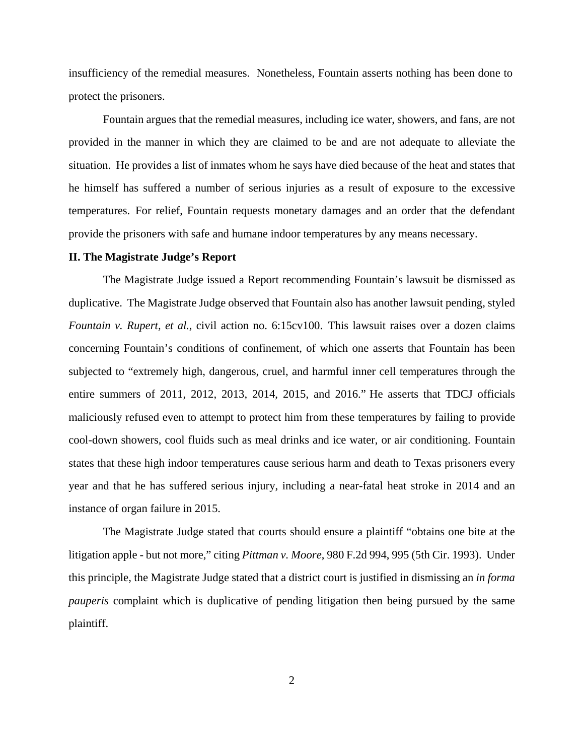insufficiency of the remedial measures. Nonetheless, Fountain asserts nothing has been done to protect the prisoners.

Fountain argues that the remedial measures, including ice water, showers, and fans, are not provided in the manner in which they are claimed to be and are not adequate to alleviate the situation. He provides a list of inmates whom he says have died because of the heat and states that he himself has suffered a number of serious injuries as a result of exposure to the excessive temperatures. For relief, Fountain requests monetary damages and an order that the defendant provide the prisoners with safe and humane indoor temperatures by any means necessary.

**II. The Magistrate Judge's Report**

The Magistrate Judge issued a Report recommending Fountain's lawsuit be dismissed as duplicative. The Magistrate Judge observed that Fountain also has another lawsuit pending, styled *Fountain v. Rupert, et al.*, civil action no. 6:15cv100. This lawsuit raises over a dozen claims concerning Fountain's conditions of confinement, of which one asserts that Fountain has been subjected to "extremely high, dangerous, cruel, and harmful inner cell temperatures through the entire summers of 2011, 2012, 2013, 2014, 2015, and 2016." He asserts that TDCJ officials maliciously refused even to attempt to protect him from these temperatures by failing to provide cool-down showers, cool fluids such as meal drinks and ice water, or air conditioning. Fountain states that these high indoor temperatures cause serious harm and death to Texas prisoners every year and that he has suffered serious injury, including a near-fatal heat stroke in 2014 and an instance of organ failure in 2015.

The Magistrate Judge stated that courts should ensure a plaintiff "obtains one bite at the litigation apple - but not more," citing *Pittman v. Moore*, 980 F.2d 994, 995 (5th Cir. 1993). Under this principle, the Magistrate Judge stated that a district court is justified in dismissing an *in forma pauperis* complaint which is duplicative of pending litigation then being pursued by the same plaintiff.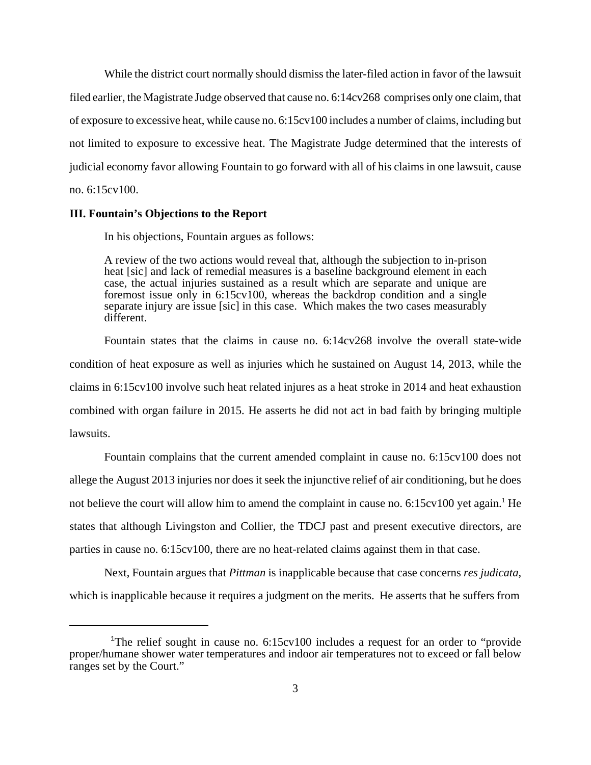While the district court normally should dismiss the later-filed action in favor of the lawsuit filed earlier, the Magistrate Judge observed that cause no. 6:14cv268 comprises only one claim, that of exposure to excessive heat, while cause no. 6:15cv100 includes a number of claims, including but not limited to exposure to excessive heat. The Magistrate Judge determined that the interests of judicial economy favor allowing Fountain to go forward with all of his claims in one lawsuit, cause no. 6:15cv100.

### III. Fountain's Objections to the Report

In his objections, Fountain argues as follows:

> A review of the two actions would reveal that, although the subjection to in-prison heat [sic] and lack of remedial measures is a baseline background element in each case, the actual injuries sustained as a result which are separate and unique are foremost issue only in 6:15cv100, whereas the backdrop condition and a single separate injury are issue [sic] in this case. Which makes the two cases measurably different.

Fountain states that the claims in cause no. 6:14cv268 involve the overall state-wide condition of heat exposure as well as injuries which he sustained on August 14, 2013, while the claims in 6:15cv100 involve such heat related injures as a heat stroke in 2014 and heat exhaustion combined with organ failure in 2015. He asserts he did not act in bad faith by bringing multiple lawsuits.

Fountain complains that the current amended complaint in cause no. 6:15cv100 does not allege the August 2013 injuries nor does it seek the injunctive relief of air conditioning, but he does not believe the court will allow him to amend the complaint in cause no. 6:15cv100 yet again.[1] He states that although Livingston and Collier, the TDCJ past and present executive directors, are parties in cause no. 6:15cv100, there are no heat-related claims against them in that case.

Next, Fountain argues that *Pittman* is inapplicable because that case concerns *res judicata*, which is inapplicable because it requires a judgment on the merits. He asserts that he suffers from

[1] The relief sought in cause no. 6:15cv100 includes a request for an order to "provide proper/humane shower water temperatures and indoor air temperatures not to exceed or fall below ranges set by the Court."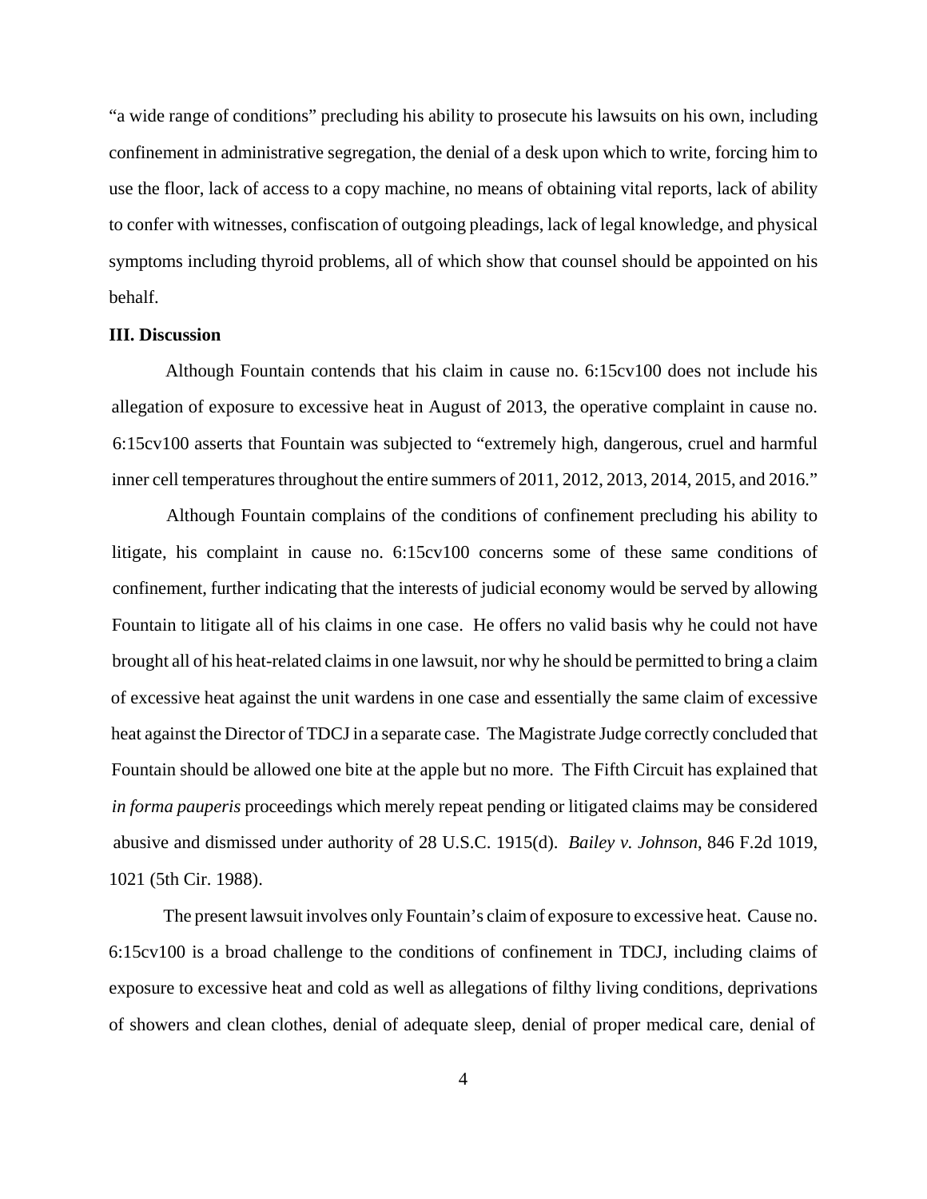"a wide range of conditions" precluding his ability to prosecute his lawsuits on his own, including confinement in administrative segregation, the denial of a desk upon which to write, forcing him to use the floor, lack of access to a copy machine, no means of obtaining vital reports, lack of ability to confer with witnesses, confiscation of outgoing pleadings, lack of legal knowledge, and physical symptoms including thyroid problems, all of which show that counsel should be appointed on his behalf.

**III. Discussion**

Although Fountain contends that his claim in cause no. 6:15cv100 does not include his allegation of exposure to excessive heat in August of 2013, the operative complaint in cause no. 6:15cv100 asserts that Fountain was subjected to "extremely high, dangerous, cruel and harmful inner cell temperatures throughout the entire summers of 2011, 2012, 2013, 2014, 2015, and 2016."

Although Fountain complains of the conditions of confinement precluding his ability to litigate, his complaint in cause no. 6:15cv100 concerns some of these same conditions of confinement, further indicating that the interests of judicial economy would be served by allowing Fountain to litigate all of his claims in one case. He offers no valid basis why he could not have brought all of his heat-related claims in one lawsuit, nor why he should be permitted to bring a claim of excessive heat against the unit wardens in one case and essentially the same claim of excessive heat against the Director of TDCJ in a separate case. The Magistrate Judge correctly concluded that Fountain should be allowed one bite at the apple but no more. The Fifth Circuit has explained that *in forma pauperis* proceedings which merely repeat pending or litigated claims may be considered abusive and dismissed under authority of 28 U.S.C. 1915(d). *Bailey v. Johnson*, 846 F.2d 1019, 1021 (5th Cir. 1988).

The present lawsuit involves only Fountain's claim of exposure to excessive heat. Cause no. 6:15cv100 is a broad challenge to the conditions of confinement in TDCJ, including claims of exposure to excessive heat and cold as well as allegations of filthy living conditions, deprivations of showers and clean clothes, denial of adequate sleep, denial of proper medical care, denial of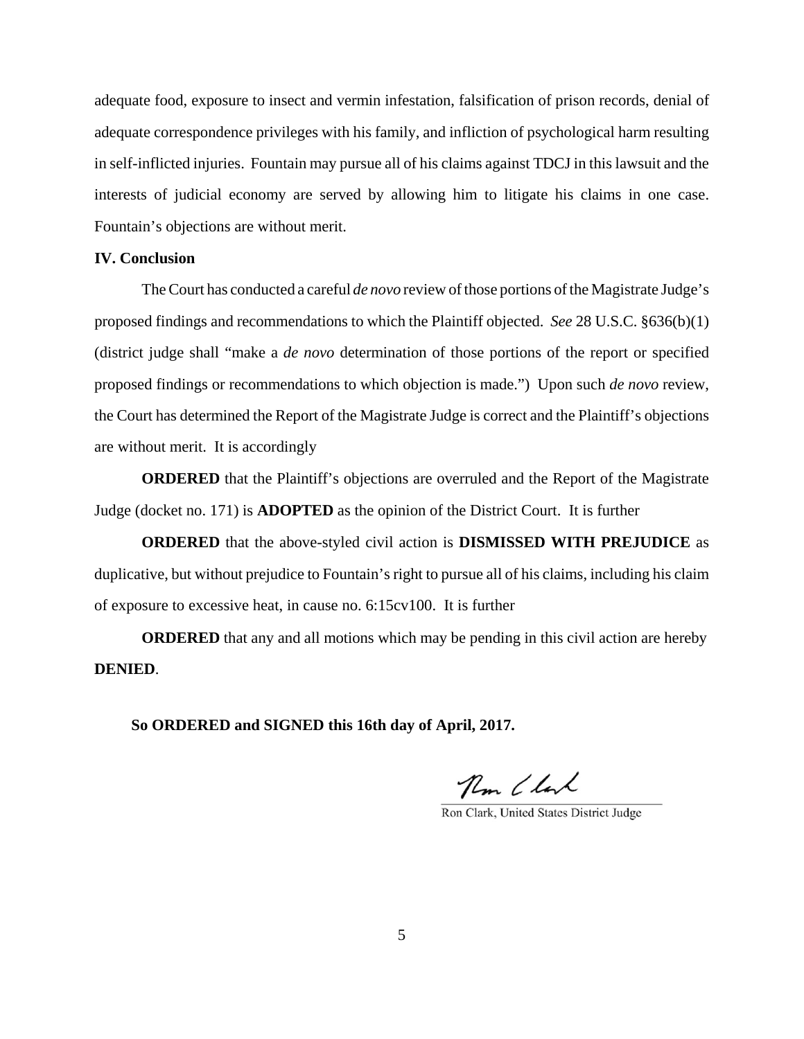adequate food, exposure to insect and vermin infestation, falsification of prison records, denial of adequate correspondence privileges with his family, and infliction of psychological harm resulting in self-inflicted injuries. Fountain may pursue all of his claims against TDCJ in this lawsuit and the interests of judicial economy are served by allowing him to litigate his claims in one case. Fountain's objections are without merit.

**IV. Conclusion**

The Court has conducted a careful *de novo* review of those portions of the Magistrate Judge's proposed findings and recommendations to which the Plaintiff objected. *See* 28 U.S.C. §636(b)(1) (district judge shall "make a *de novo* determination of those portions of the report or specified proposed findings or recommendations to which objection is made.") Upon such *de novo* review, the Court has determined the Report of the Magistrate Judge is correct and the Plaintiff's objections are without merit. It is accordingly

**ORDERED** that the Plaintiff's objections are overruled and the Report of the Magistrate Judge (docket no. 171) is **ADOPTED** as the opinion of the District Court. It is further

**ORDERED** that the above-styled civil action is **DISMISSED WITH PREJUDICE** as duplicative, but without prejudice to Fountain's right to pursue all of his claims, including his claim of exposure to excessive heat, in cause no. 6:15cv100. It is further

**ORDERED** that any and all motions which may be pending in this civil action are hereby **DENIED**.

**So ORDERED and SIGNED this 16th day of April, 2017.**

Ron Clark, United States District Judge